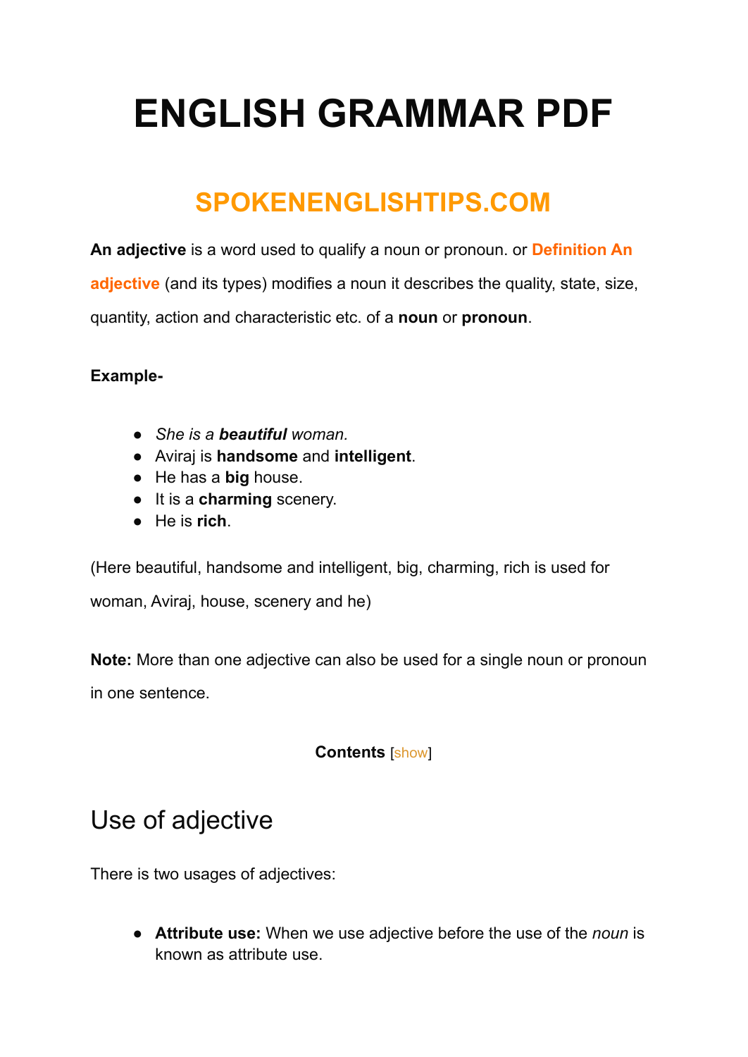# ENGLISH GRAMMAR PDF

## SPOKENENGLISHTIPS.COM

**An adjective** is a word used to qualify a noun or pronoun. or **Definition An adjective** (and its types) modifies a noun it describes the quality, state, size, quantity, action and characteristic etc. of a **noun** or **pronoun**.

**Example-**

- *She is a **beautiful** woman.*
- Aviraj is **handsome** and **intelligent**.
- He has a **big** house.
- It is a **charming** scenery.
- He is **rich**.

(Here beautiful, handsome and intelligent, big, charming, rich is used for woman, Aviraj, house, scenery and he)

**Note:** More than one adjective can also be used for a single noun or pronoun in one sentence.

**Contents** [show]

## Use of adjective

There is two usages of adjectives:

- **Attribute use:** When we use adjective before the use of the *noun* is known as attribute use.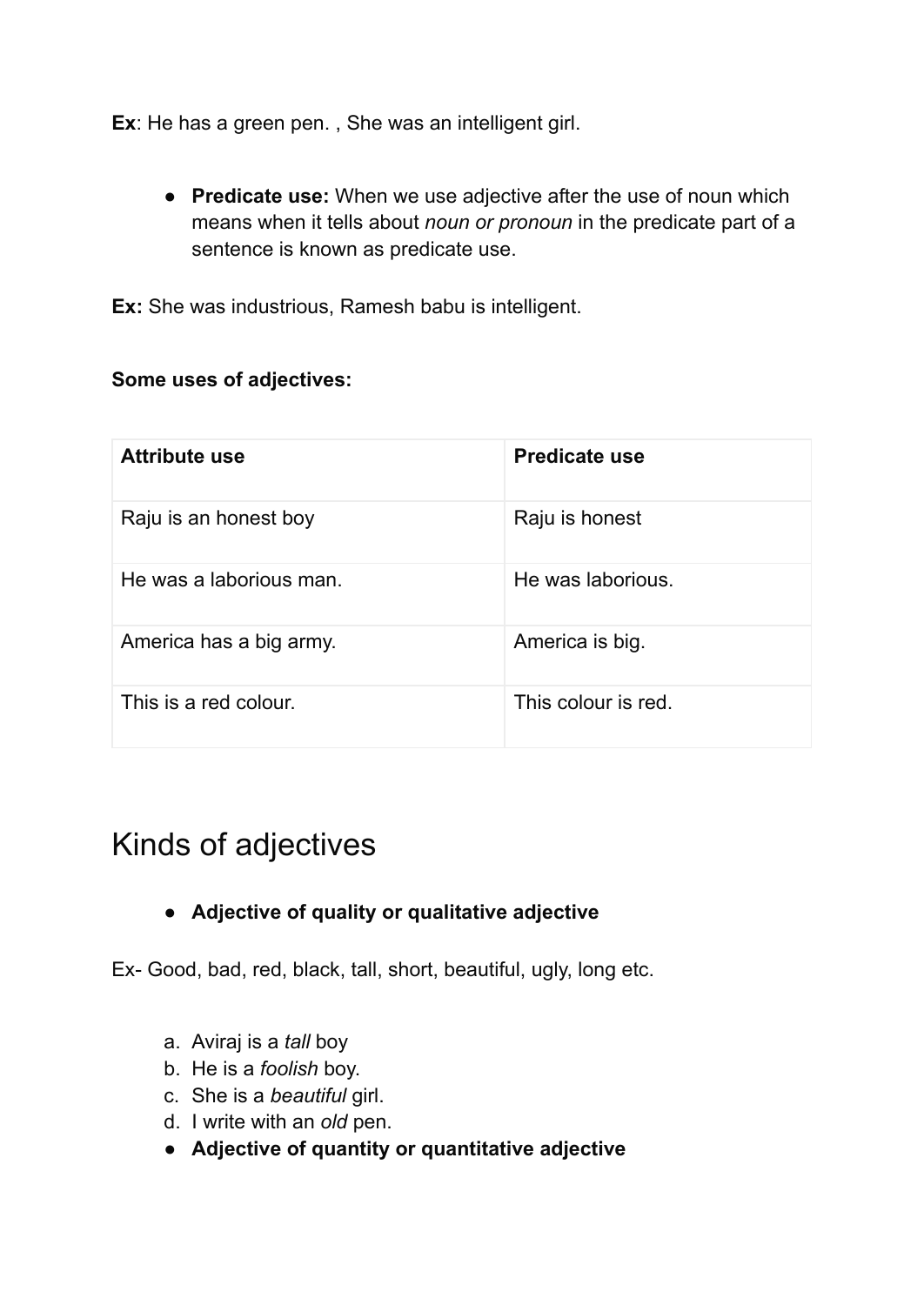**Ex**: He has a green pen. , She was an intelligent girl.

- **Predicate use:** When we use adjective after the use of noun which means when it tells about *noun or pronoun* in the predicate part of a sentence is known as predicate use.

**Ex:** She was industrious, Ramesh babu is intelligent.

**Some uses of adjectives:**

| **Attribute use** | **Predicate use** |
| --- | --- |
| Raju is an honest boy | Raju is honest |
| He was a laborious man. | He was laborious. |
| America has a big army. | America is big. |
| This is a red colour. | This colour is red. |

# Kinds of adjectives

- **Adjective of quality or qualitative adjective**

Ex- Good, bad, red, black, tall, short, beautiful, ugly, long etc.

a. Aviraj is a *tall* boy
b. He is a *foolish* boy.
c. She is a *beautiful* girl.
d. I write with an *old* pen.

- **Adjective of quantity or quantitative adjective**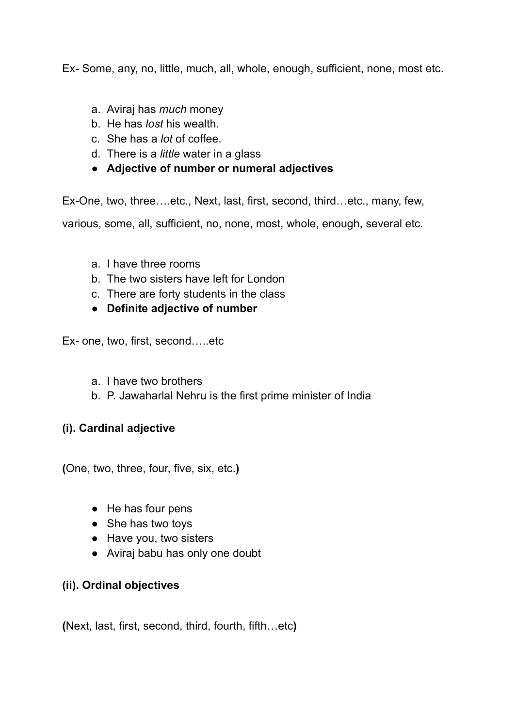Ex- Some, any, no, little, much, all, whole, enough, sufficient, none, most etc.

a. Aviraj has *much* money
b. He has *lost* his wealth.
c. She has a *lot* of coffee.
d. There is a *little* water in a glass

- **Adjective of number or numeral adjectives**

Ex-One, two, three….etc., Next, last, first, second, third…etc., many, few, various, some, all, sufficient, no, none, most, whole, enough, several etc.

a. I have three rooms
b. The two sisters have left for London
c. There are forty students in the class

- **Definite adjective of number**

Ex- one, two, first, second…..etc

a. I have two brothers
b. P. Jawaharlal Nehru is the first prime minister of India

**(i). Cardinal adjective**

**(**One, two, three, four, five, six, etc.**)**

- He has four pens
- She has two toys
- Have you, two sisters
- Aviraj babu has only one doubt

**(ii). Ordinal objectives**

**(**Next, last, first, second, third, fourth, fifth…etc**)**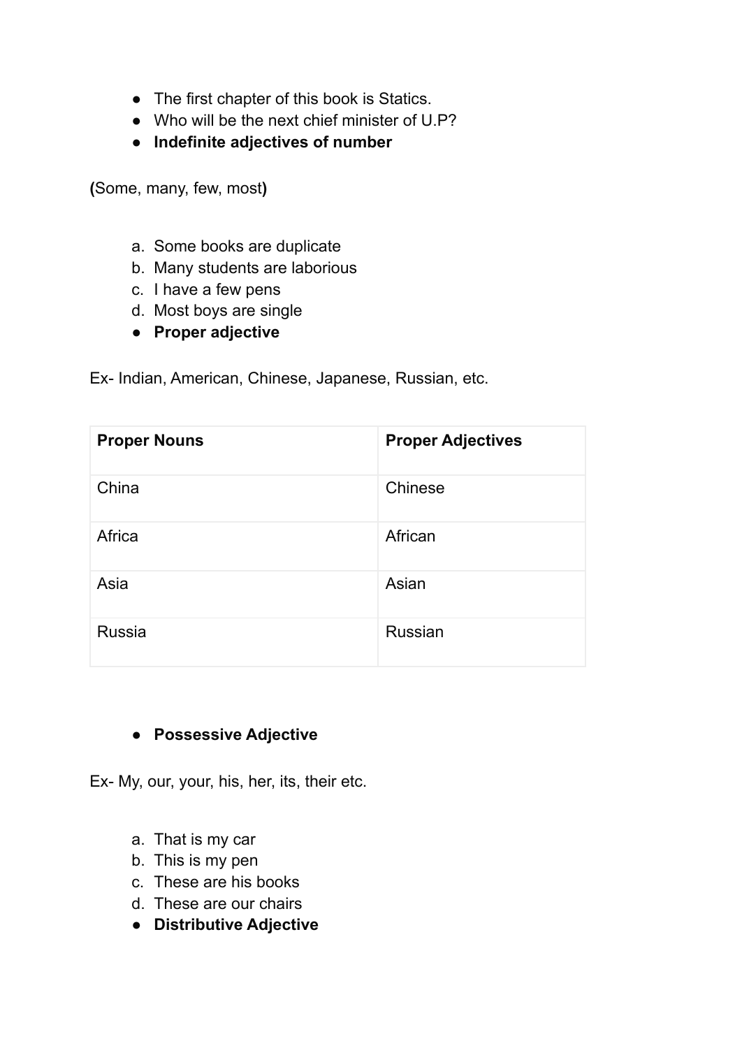- The first chapter of this book is Statics.
- Who will be the next chief minister of U.P?
- **Indefinite adjectives of number**

**(**Some, many, few, most**)**

a. Some books are duplicate
b. Many students are laborious
c. I have a few pens
d. Most boys are single

- **Proper adjective**

Ex- Indian, American, Chinese, Japanese, Russian, etc.

| **Proper Nouns** | **Proper Adjectives** |
|---|---|
| China | Chinese |
| Africa | African |
| Asia | Asian |
| Russia | Russian |

- **Possessive Adjective**

Ex- My, our, your, his, her, its, their etc.

a. That is my car
b. This is my pen
c. These are his books
d. These are our chairs

- **Distributive Adjective**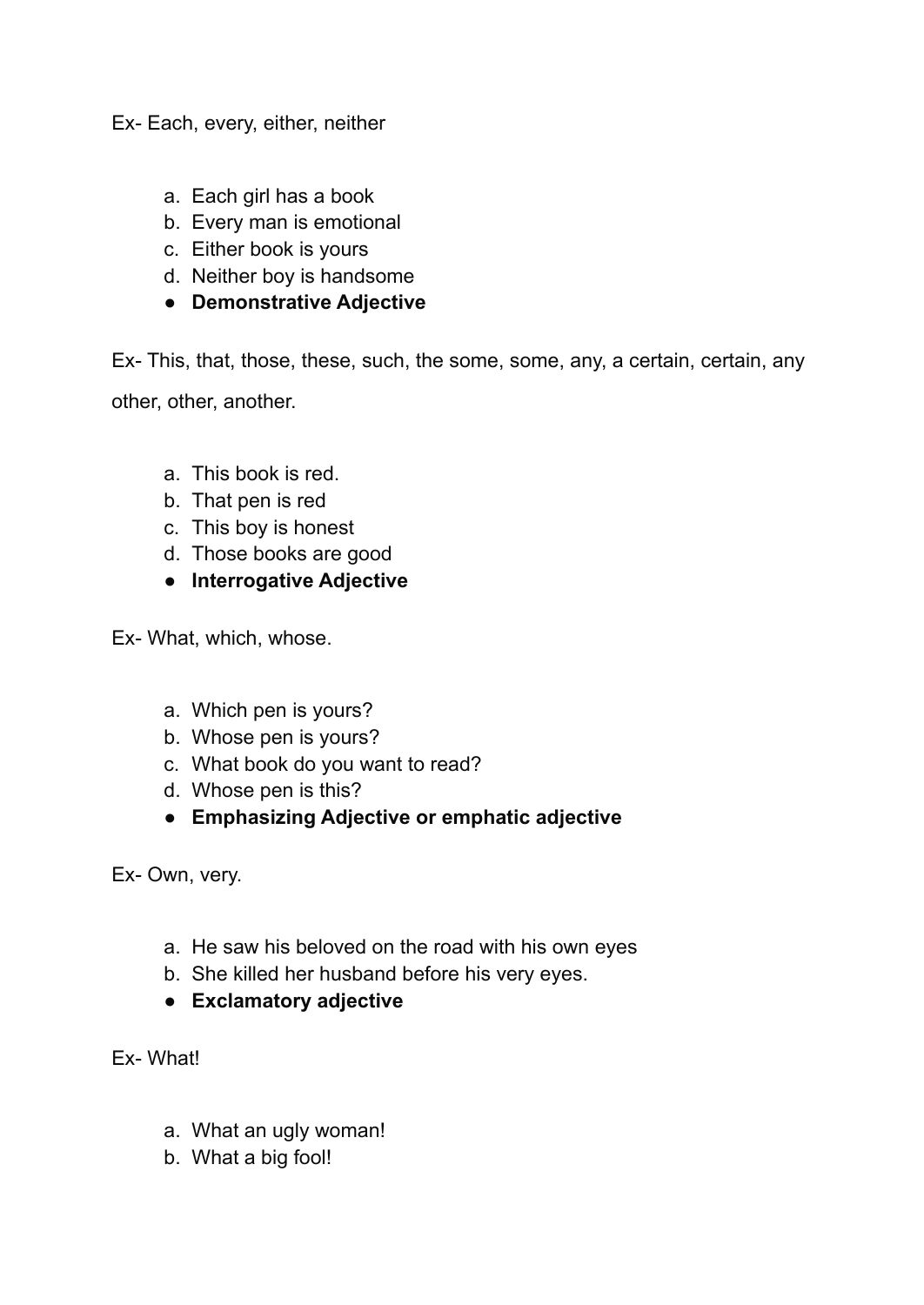Ex- Each, every, either, neither

a. Each girl has a book
b. Every man is emotional
c. Either book is yours
d. Neither boy is handsome

- **Demonstrative Adjective**

Ex- This, that, those, these, such, the some, some, any, a certain, certain, any other, other, another.

a. This book is red.
b. That pen is red
c. This boy is honest
d. Those books are good

- **Interrogative Adjective**

Ex- What, which, whose.

a. Which pen is yours?
b. Whose pen is yours?
c. What book do you want to read?
d. Whose pen is this?

- **Emphasizing Adjective or emphatic adjective**

Ex- Own, very.

a. He saw his beloved on the road with his own eyes
b. She killed her husband before his very eyes.

- **Exclamatory adjective**

Ex- What!

a. What an ugly woman!
b. What a big fool!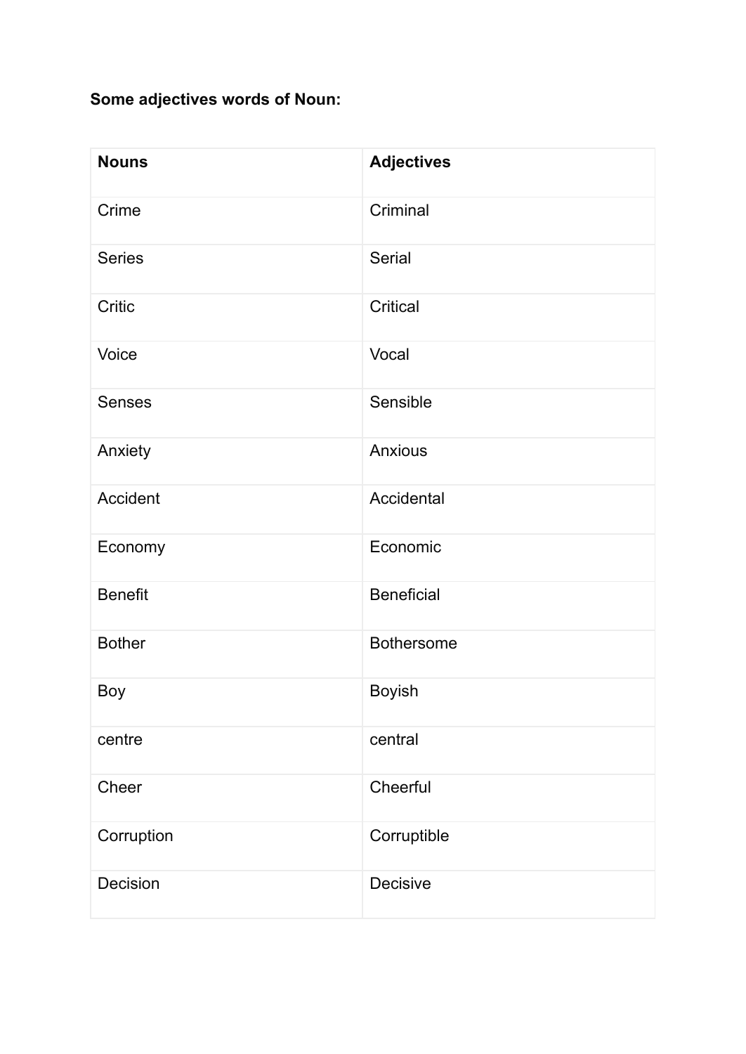**Some adjectives words of Noun:**

| Nouns | Adjectives |
| --- | --- |
| Crime | Criminal |
| Series | Serial |
| Critic | Critical |
| Voice | Vocal |
| Senses | Sensible |
| Anxiety | Anxious |
| Accident | Accidental |
| Economy | Economic |
| Benefit | Beneficial |
| Bother | Bothersome |
| Boy | Boyish |
| centre | central |
| Cheer | Cheerful |
| Corruption | Corruptible |
| Decision | Decisive |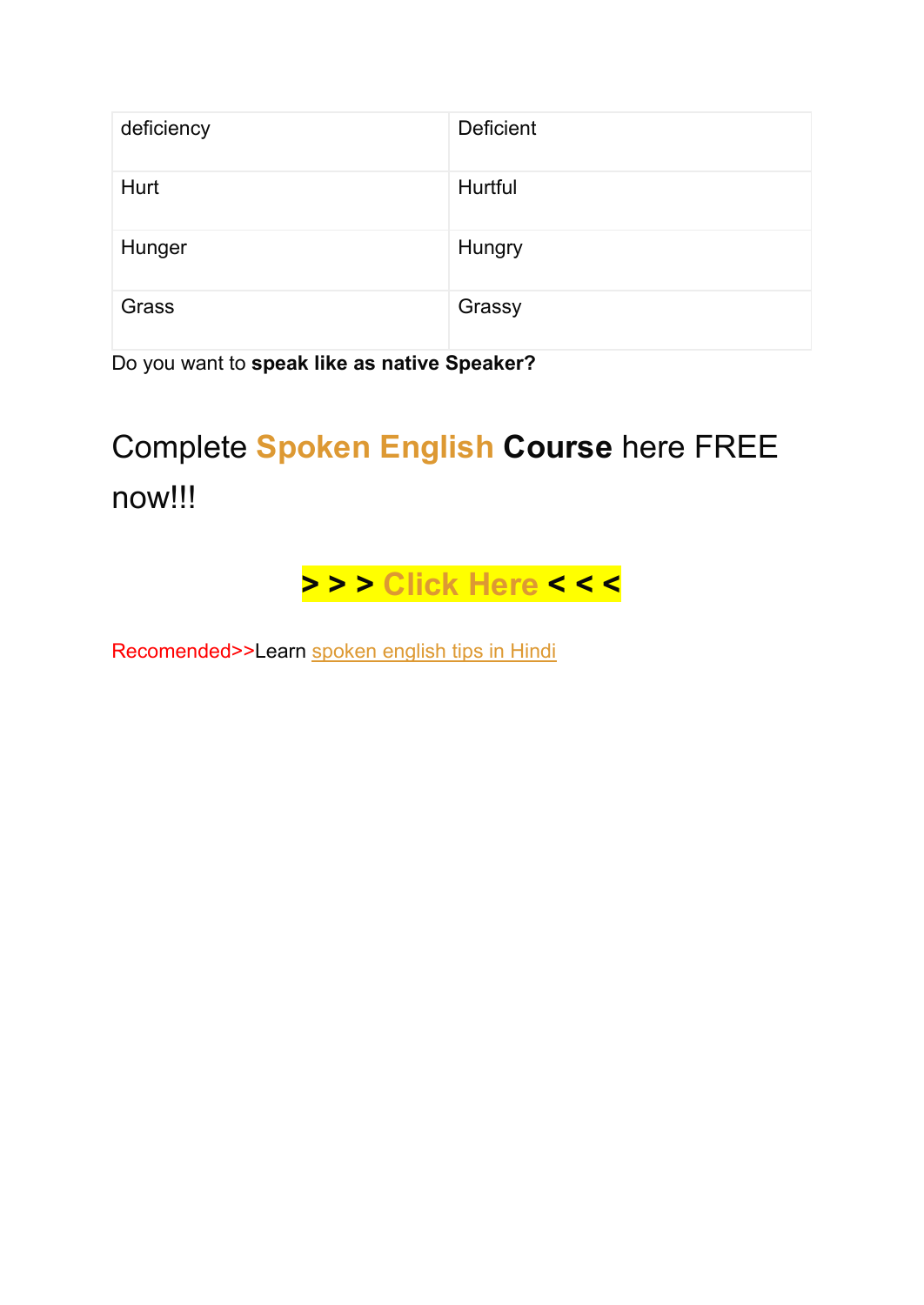| | |
|---|---|
| deficiency | Deficient |
| Hurt | Hurtful |
| Hunger | Hungry |
| Grass | Grassy |

Do you want to **speak like as native Speaker?**

## Complete **Spoken English** **Course** here FREE now!!!

**> > > Click Here < < <**

Recomended>>Learn spoken english tips in Hindi